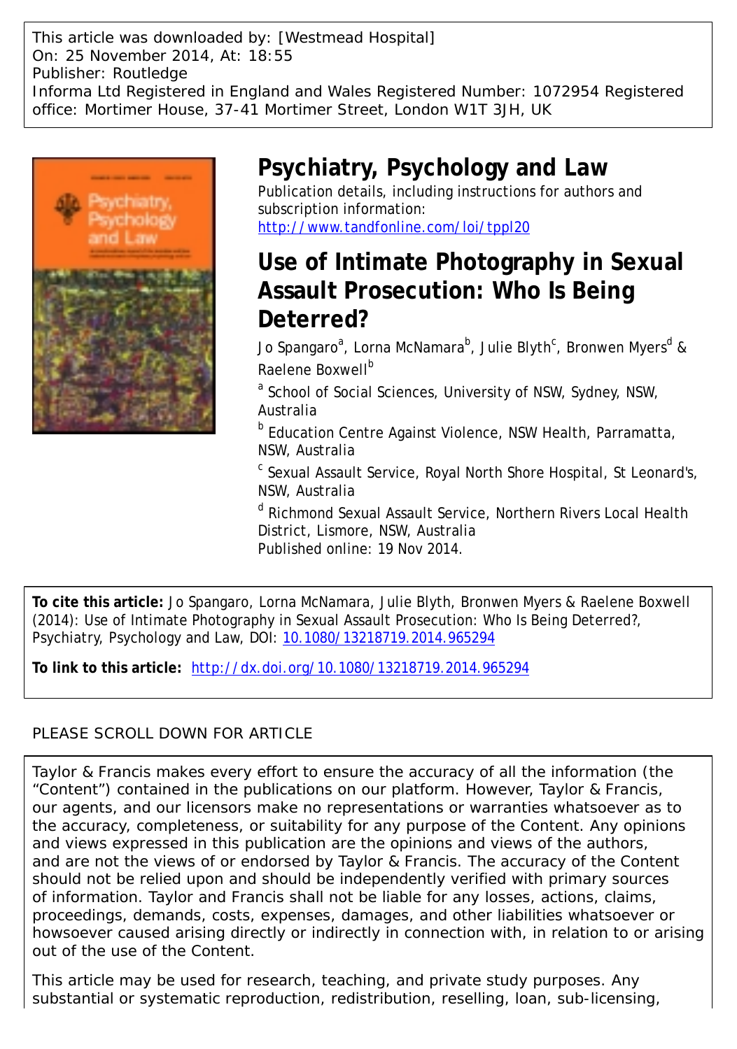This article was downloaded by: [Westmead Hospital]
On: 25 November 2014, At: 18:55
Publisher: Routledge
Informa Ltd Registered in England and Wales Registered Number: 1072954 Registered office: Mortimer House, 37-41 Mortimer Street, London W1T 3JH, UK

# Psychiatry, Psychology and Law

Publication details, including instructions for authors and subscription information:
http://www.tandfonline.com/loi/tppl20

## Use of Intimate Photography in Sexual Assault Prosecution: Who Is Being Deterred?

Jo Spangaro[a], Lorna McNamara[b], Julie Blyth[c], Bronwen Myers[d] & Raelene Boxwell[b]

[a] School of Social Sciences, University of NSW, Sydney, NSW, Australia

[b] Education Centre Against Violence, NSW Health, Parramatta, NSW, Australia

[c] Sexual Assault Service, Royal North Shore Hospital, St Leonard's, NSW, Australia

[d] Richmond Sexual Assault Service, Northern Rivers Local Health District, Lismore, NSW, Australia

Published online: 19 Nov 2014.

**To cite this article:** Jo Spangaro, Lorna McNamara, Julie Blyth, Bronwen Myers & Raelene Boxwell (2014): Use of Intimate Photography in Sexual Assault Prosecution: Who Is Being Deterred?, Psychiatry, Psychology and Law, DOI: 10.1080/13218719.2014.965294

**To link to this article:** http://dx.doi.org/10.1080/13218719.2014.965294

PLEASE SCROLL DOWN FOR ARTICLE

Taylor & Francis makes every effort to ensure the accuracy of all the information (the "Content") contained in the publications on our platform. However, Taylor & Francis, our agents, and our licensors make no representations or warranties whatsoever as to the accuracy, completeness, or suitability for any purpose of the Content. Any opinions and views expressed in this publication are the opinions and views of the authors, and are not the views of or endorsed by Taylor & Francis. The accuracy of the Content should not be relied upon and should be independently verified with primary sources of information. Taylor and Francis shall not be liable for any losses, actions, claims, proceedings, demands, costs, expenses, damages, and other liabilities whatsoever or howsoever caused arising directly or indirectly in connection with, in relation to or arising out of the use of the Content.

This article may be used for research, teaching, and private study purposes. Any substantial or systematic reproduction, redistribution, reselling, loan, sub-licensing,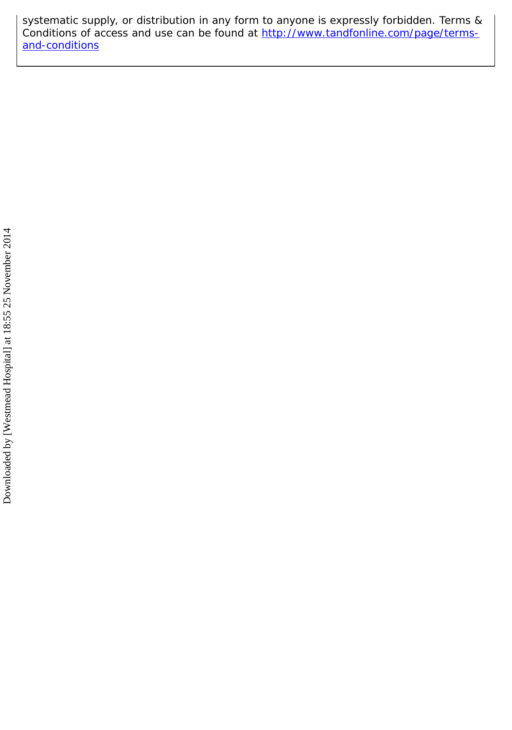systematic supply, or distribution in any form to anyone is expressly forbidden. Terms & Conditions of access and use can be found at http://www.tandfonline.com/page/terms-and-conditions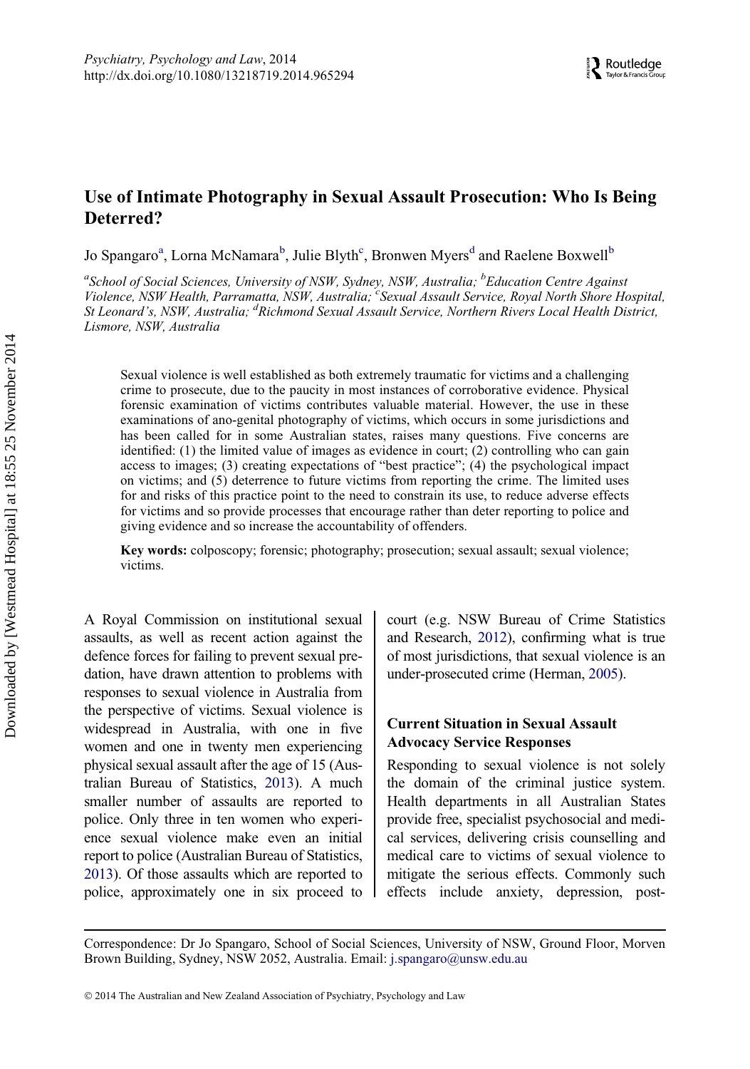# Use of Intimate Photography in Sexual Assault Prosecution: Who Is Being Deterred?

Jo Spangaro[a], Lorna McNamara[b], Julie Blyth[c], Bronwen Myers[d] and Raelene Boxwell[b]

[a]*School of Social Sciences, University of NSW, Sydney, NSW, Australia;* [b]*Education Centre Against Violence, NSW Health, Parramatta, NSW, Australia;* [c]*Sexual Assault Service, Royal North Shore Hospital, St Leonard's, NSW, Australia;* [d]*Richmond Sexual Assault Service, Northern Rivers Local Health District, Lismore, NSW, Australia*

Sexual violence is well established as both extremely traumatic for victims and a challenging crime to prosecute, due to the paucity in most instances of corroborative evidence. Physical forensic examination of victims contributes valuable material. However, the use in these examinations of ano-genital photography of victims, which occurs in some jurisdictions and has been called for in some Australian states, raises many questions. Five concerns are identified: (1) the limited value of images as evidence in court; (2) controlling who can gain access to images; (3) creating expectations of "best practice"; (4) the psychological impact on victims; and (5) deterrence to future victims from reporting the crime. The limited uses for and risks of this practice point to the need to constrain its use, to reduce adverse effects for victims and so provide processes that encourage rather than deter reporting to police and giving evidence and so increase the accountability of offenders.

**Key words:** colposcopy; forensic; photography; prosecution; sexual assault; sexual violence; victims.

A Royal Commission on institutional sexual assaults, as well as recent action against the defence forces for failing to prevent sexual predation, have drawn attention to problems with responses to sexual violence in Australia from the perspective of victims. Sexual violence is widespread in Australia, with one in five women and one in twenty men experiencing physical sexual assault after the age of 15 (Australian Bureau of Statistics, 2013). A much smaller number of assaults are reported to police. Only three in ten women who experience sexual violence make even an initial report to police (Australian Bureau of Statistics, 2013). Of those assaults which are reported to police, approximately one in six proceed to court (e.g. NSW Bureau of Crime Statistics and Research, 2012), confirming what is true of most jurisdictions, that sexual violence is an under-prosecuted crime (Herman, 2005).

## Current Situation in Sexual Assault Advocacy Service Responses

Responding to sexual violence is not solely the domain of the criminal justice system. Health departments in all Australian States provide free, specialist psychosocial and medical services, delivering crisis counselling and medical care to victims of sexual violence to mitigate the serious effects. Commonly such effects include anxiety, depression, post-

Correspondence: Dr Jo Spangaro, School of Social Sciences, University of NSW, Ground Floor, Morven Brown Building, Sydney, NSW 2052, Australia. Email: j.spangaro@unsw.edu.au

© 2014 The Australian and New Zealand Association of Psychiatry, Psychology and Law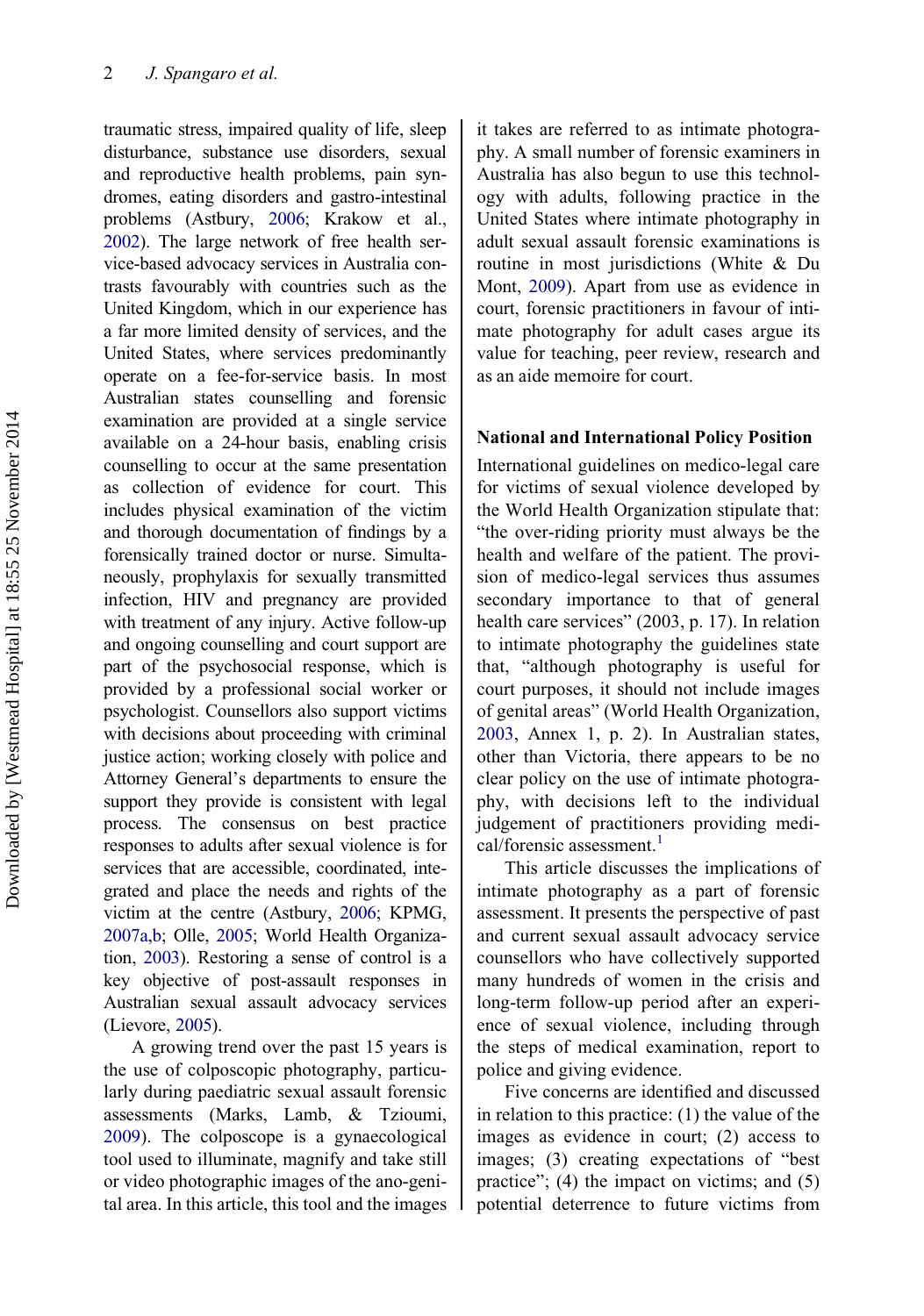traumatic stress, impaired quality of life, sleep disturbance, substance use disorders, sexual and reproductive health problems, pain syndromes, eating disorders and gastro-intestinal problems (Astbury, 2006; Krakow et al., 2002). The large network of free health service-based advocacy services in Australia contrasts favourably with countries such as the United Kingdom, which in our experience has a far more limited density of services, and the United States, where services predominantly operate on a fee-for-service basis. In most Australian states counselling and forensic examination are provided at a single service available on a 24-hour basis, enabling crisis counselling to occur at the same presentation as collection of evidence for court. This includes physical examination of the victim and thorough documentation of findings by a forensically trained doctor or nurse. Simultaneously, prophylaxis for sexually transmitted infection, HIV and pregnancy are provided with treatment of any injury. Active follow-up and ongoing counselling and court support are part of the psychosocial response, which is provided by a professional social worker or psychologist. Counsellors also support victims with decisions about proceeding with criminal justice action; working closely with police and Attorney General's departments to ensure the support they provide is consistent with legal process. The consensus on best practice responses to adults after sexual violence is for services that are accessible, coordinated, integrated and place the needs and rights of the victim at the centre (Astbury, 2006; KPMG, 2007a,b; Olle, 2005; World Health Organization, 2003). Restoring a sense of control is a key objective of post-assault responses in Australian sexual assault advocacy services (Lievore, 2005).

A growing trend over the past 15 years is the use of colposcopic photography, particularly during paediatric sexual assault forensic assessments (Marks, Lamb, & Tzioumi, 2009). The colposcope is a gynaecological tool used to illuminate, magnify and take still or video photographic images of the ano-genital area. In this article, this tool and the images it takes are referred to as intimate photography. A small number of forensic examiners in Australia has also begun to use this technology with adults, following practice in the United States where intimate photography in adult sexual assault forensic examinations is routine in most jurisdictions (White & Du Mont, 2009). Apart from use as evidence in court, forensic practitioners in favour of intimate photography for adult cases argue its value for teaching, peer review, research and as an aide memoire for court.

## National and International Policy Position

International guidelines on medico-legal care for victims of sexual violence developed by the World Health Organization stipulate that: "the over-riding priority must always be the health and welfare of the patient. The provision of medico-legal services thus assumes secondary importance to that of general health care services" (2003, p. 17). In relation to intimate photography the guidelines state that, "although photography is useful for court purposes, it should not include images of genital areas" (World Health Organization, 2003, Annex 1, p. 2). In Australian states, other than Victoria, there appears to be no clear policy on the use of intimate photography, with decisions left to the individual judgement of practitioners providing medical/forensic assessment.[1]

This article discusses the implications of intimate photography as a part of forensic assessment. It presents the perspective of past and current sexual assault advocacy service counsellors who have collectively supported many hundreds of women in the crisis and long-term follow-up period after an experience of sexual violence, including through the steps of medical examination, report to police and giving evidence.

Five concerns are identified and discussed in relation to this practice: (1) the value of the images as evidence in court; (2) access to images; (3) creating expectations of "best practice"; (4) the impact on victims; and (5) potential deterrence to future victims from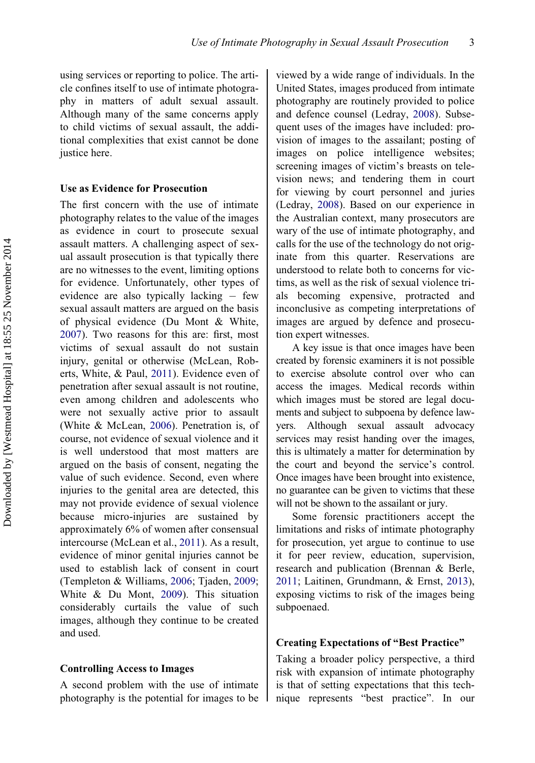using services or reporting to police. The article confines itself to use of intimate photography in matters of adult sexual assault. Although many of the same concerns apply to child victims of sexual assault, the additional complexities that exist cannot be done justice here.

### Use as Evidence for Prosecution

The first concern with the use of intimate photography relates to the value of the images as evidence in court to prosecute sexual assault matters. A challenging aspect of sexual assault prosecution is that typically there are no witnesses to the event, limiting options for evidence. Unfortunately, other types of evidence are also typically lacking – few sexual assault matters are argued on the basis of physical evidence (Du Mont & White, 2007). Two reasons for this are: first, most victims of sexual assault do not sustain injury, genital or otherwise (McLean, Roberts, White, & Paul, 2011). Evidence even of penetration after sexual assault is not routine, even among children and adolescents who were not sexually active prior to assault (White & McLean, 2006). Penetration is, of course, not evidence of sexual violence and it is well understood that most matters are argued on the basis of consent, negating the value of such evidence. Second, even where injuries to the genital area are detected, this may not provide evidence of sexual violence because micro-injuries are sustained by approximately 6% of women after consensual intercourse (McLean et al., 2011). As a result, evidence of minor genital injuries cannot be used to establish lack of consent in court (Templeton & Williams, 2006; Tjaden, 2009; White & Du Mont, 2009). This situation considerably curtails the value of such images, although they continue to be created and used.

### Controlling Access to Images

A second problem with the use of intimate photography is the potential for images to be viewed by a wide range of individuals. In the United States, images produced from intimate photography are routinely provided to police and defence counsel (Ledray, 2008). Subsequent uses of the images have included: provision of images to the assailant; posting of images on police intelligence websites; screening images of victim's breasts on television news; and tendering them in court for viewing by court personnel and juries (Ledray, 2008). Based on our experience in the Australian context, many prosecutors are wary of the use of intimate photography, and calls for the use of the technology do not originate from this quarter. Reservations are understood to relate both to concerns for victims, as well as the risk of sexual violence trials becoming expensive, protracted and inconclusive as competing interpretations of images are argued by defence and prosecution expert witnesses.

A key issue is that once images have been created by forensic examiners it is not possible to exercise absolute control over who can access the images. Medical records within which images must be stored are legal documents and subject to subpoena by defence lawyers. Although sexual assault advocacy services may resist handing over the images, this is ultimately a matter for determination by the court and beyond the service's control. Once images have been brought into existence, no guarantee can be given to victims that these will not be shown to the assailant or jury.

Some forensic practitioners accept the limitations and risks of intimate photography for prosecution, yet argue to continue to use it for peer review, education, supervision, research and publication (Brennan & Berle, 2011; Laitinen, Grundmann, & Ernst, 2013), exposing victims to risk of the images being subpoenaed.

### Creating Expectations of "Best Practice"

Taking a broader policy perspective, a third risk with expansion of intimate photography is that of setting expectations that this technique represents "best practice". In our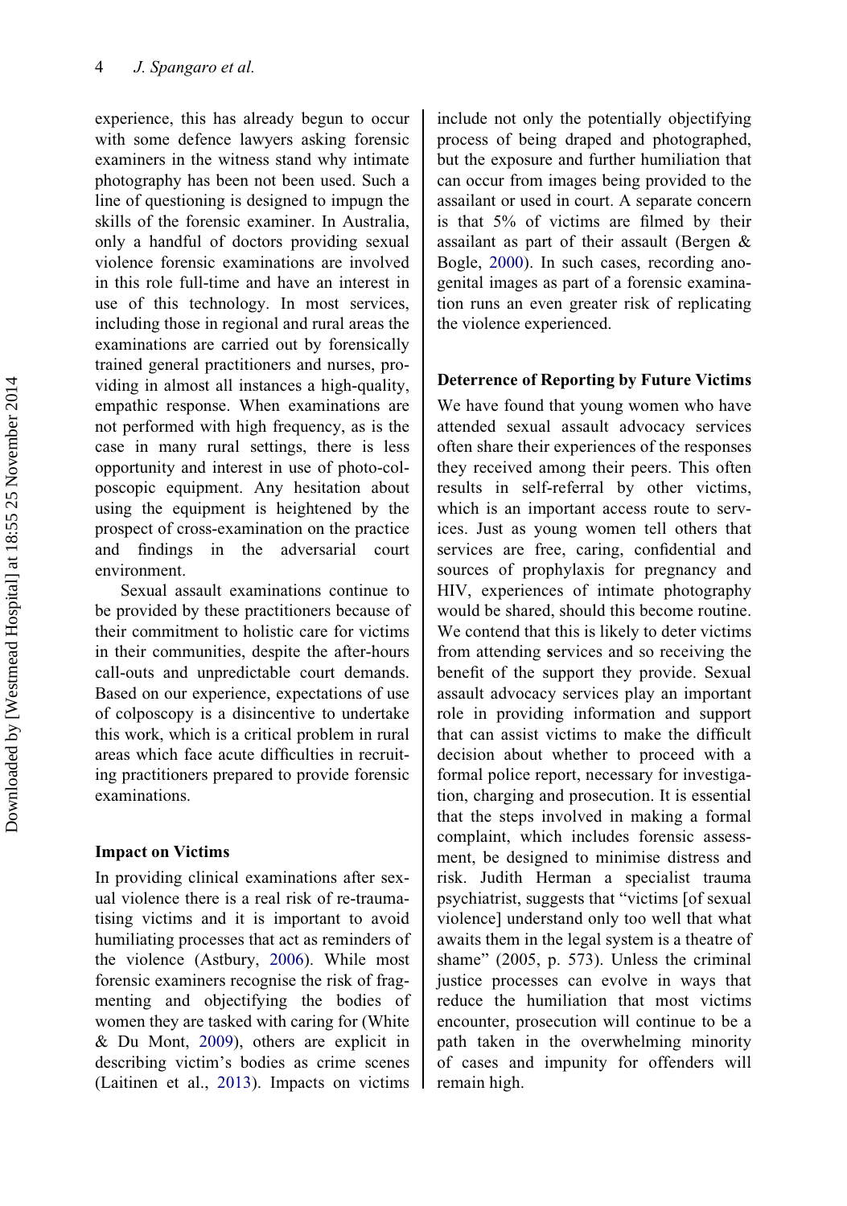experience, this has already begun to occur with some defence lawyers asking forensic examiners in the witness stand why intimate photography has been not been used. Such a line of questioning is designed to impugn the skills of the forensic examiner. In Australia, only a handful of doctors providing sexual violence forensic examinations are involved in this role full-time and have an interest in use of this technology. In most services, including those in regional and rural areas the examinations are carried out by forensically trained general practitioners and nurses, providing in almost all instances a high-quality, empathic response. When examinations are not performed with high frequency, as is the case in many rural settings, there is less opportunity and interest in use of photo-colposcopic equipment. Any hesitation about using the equipment is heightened by the prospect of cross-examination on the practice and findings in the adversarial court environment.

Sexual assault examinations continue to be provided by these practitioners because of their commitment to holistic care for victims in their communities, despite the after-hours call-outs and unpredictable court demands. Based on our experience, expectations of use of colposcopy is a disincentive to undertake this work, which is a critical problem in rural areas which face acute difficulties in recruiting practitioners prepared to provide forensic examinations.

## Impact on Victims

In providing clinical examinations after sexual violence there is a real risk of re-traumatising victims and it is important to avoid humiliating processes that act as reminders of the violence (Astbury, 2006). While most forensic examiners recognise the risk of fragmenting and objectifying the bodies of women they are tasked with caring for (White & Du Mont, 2009), others are explicit in describing victim's bodies as crime scenes (Laitinen et al., 2013). Impacts on victims include not only the potentially objectifying process of being draped and photographed, but the exposure and further humiliation that can occur from images being provided to the assailant or used in court. A separate concern is that 5% of victims are filmed by their assailant as part of their assault (Bergen & Bogle, 2000). In such cases, recording anogenital images as part of a forensic examination runs an even greater risk of replicating the violence experienced.

## Deterrence of Reporting by Future Victims

We have found that young women who have attended sexual assault advocacy services often share their experiences of the responses they received among their peers. This often results in self-referral by other victims, which is an important access route to services. Just as young women tell others that services are free, caring, confidential and sources of prophylaxis for pregnancy and HIV, experiences of intimate photography would be shared, should this become routine. We contend that this is likely to deter victims from attending services and so receiving the benefit of the support they provide. Sexual assault advocacy services play an important role in providing information and support that can assist victims to make the difficult decision about whether to proceed with a formal police report, necessary for investigation, charging and prosecution. It is essential that the steps involved in making a formal complaint, which includes forensic assessment, be designed to minimise distress and risk. Judith Herman a specialist trauma psychiatrist, suggests that "victims [of sexual violence] understand only too well that what awaits them in the legal system is a theatre of shame" (2005, p. 573). Unless the criminal justice processes can evolve in ways that reduce the humiliation that most victims encounter, prosecution will continue to be a path taken in the overwhelming minority of cases and impunity for offenders will remain high.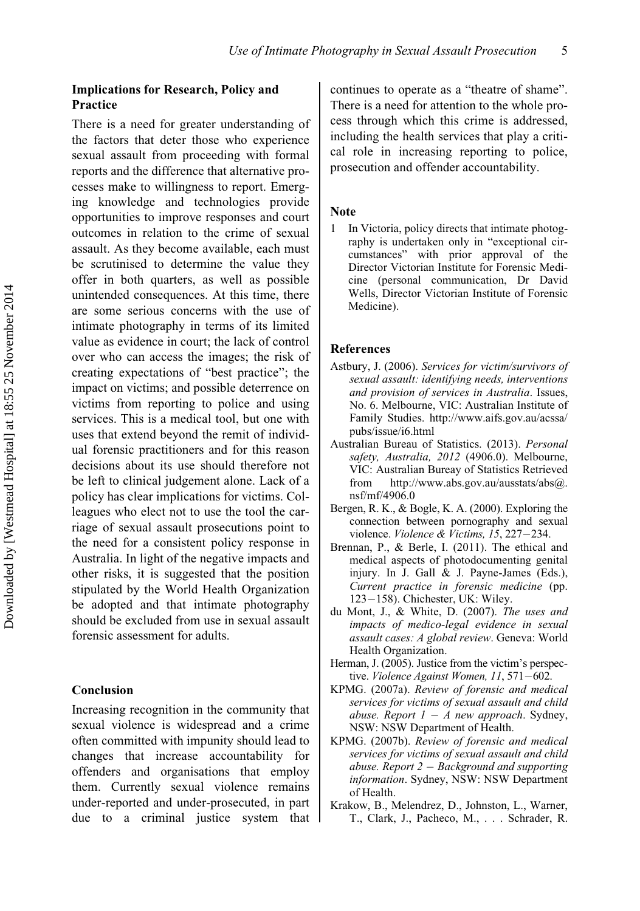## Implications for Research, Policy and Practice

There is a need for greater understanding of the factors that deter those who experience sexual assault from proceeding with formal reports and the difference that alternative processes make to willingness to report. Emerging knowledge and technologies provide opportunities to improve responses and court outcomes in relation to the crime of sexual assault. As they become available, each must be scrutinised to determine the value they offer in both quarters, as well as possible unintended consequences. At this time, there are some serious concerns with the use of intimate photography in terms of its limited value as evidence in court; the lack of control over who can access the images; the risk of creating expectations of "best practice"; the impact on victims; and possible deterrence on victims from reporting to police and using services. This is a medical tool, but one with uses that extend beyond the remit of individual forensic practitioners and for this reason decisions about its use should therefore not be left to clinical judgement alone. Lack of a policy has clear implications for victims. Colleagues who elect not to use the tool the carriage of sexual assault prosecutions point to the need for a consistent policy response in Australia. In light of the negative impacts and other risks, it is suggested that the position stipulated by the World Health Organization be adopted and that intimate photography should be excluded from use in sexual assault forensic assessment for adults.

## Conclusion

Increasing recognition in the community that sexual violence is widespread and a crime often committed with impunity should lead to changes that increase accountability for offenders and organisations that employ them. Currently sexual violence remains under-reported and under-prosecuted, in part due to a criminal justice system that continues to operate as a "theatre of shame". There is a need for attention to the whole process through which this crime is addressed, including the health services that play a critical role in increasing reporting to police, prosecution and offender accountability.

## Note

1 In Victoria, policy directs that intimate photography is undertaken only in "exceptional circumstances" with prior approval of the Director Victorian Institute for Forensic Medicine (personal communication, Dr David Wells, Director Victorian Institute of Forensic Medicine).

## References

Astbury, J. (2006). *Services for victim/survivors of sexual assault: identifying needs, interventions and provision of services in Australia*. Issues, No. 6. Melbourne, VIC: Australian Institute of Family Studies. http://www.aifs.gov.au/acssa/pubs/issue/i6.html

Australian Bureau of Statistics. (2013). *Personal safety, Australia, 2012* (4906.0). Melbourne, VIC: Australian Bureay of Statistics Retrieved from http://www.abs.gov.au/ausstats/abs@.nsf/mf/4906.0

Bergen, R. K., & Bogle, K. A. (2000). Exploring the connection between pornography and sexual violence. *Violence & Victims, 15*, 227−234.

Brennan, P., & Berle, I. (2011). The ethical and medical aspects of photodocumenting genital injury. In J. Gall & J. Payne-James (Eds.), *Current practice in forensic medicine* (pp. 123−158). Chichester, UK: Wiley.

du Mont, J., & White, D. (2007). *The uses and impacts of medico-legal evidence in sexual assault cases: A global review*. Geneva: World Health Organization.

Herman, J. (2005). Justice from the victim's perspective. *Violence Against Women, 11*, 571−602.

KPMG. (2007a). *Review of forensic and medical services for victims of sexual assault and child abuse. Report 1 − A new approach*. Sydney, NSW: NSW Department of Health.

KPMG. (2007b). *Review of forensic and medical services for victims of sexual assault and child abuse. Report 2 − Background and supporting information*. Sydney, NSW: NSW Department of Health.

Krakow, B., Melendrez, D., Johnston, L., Warner, T., Clark, J., Pacheco, M., . . . Schrader, R.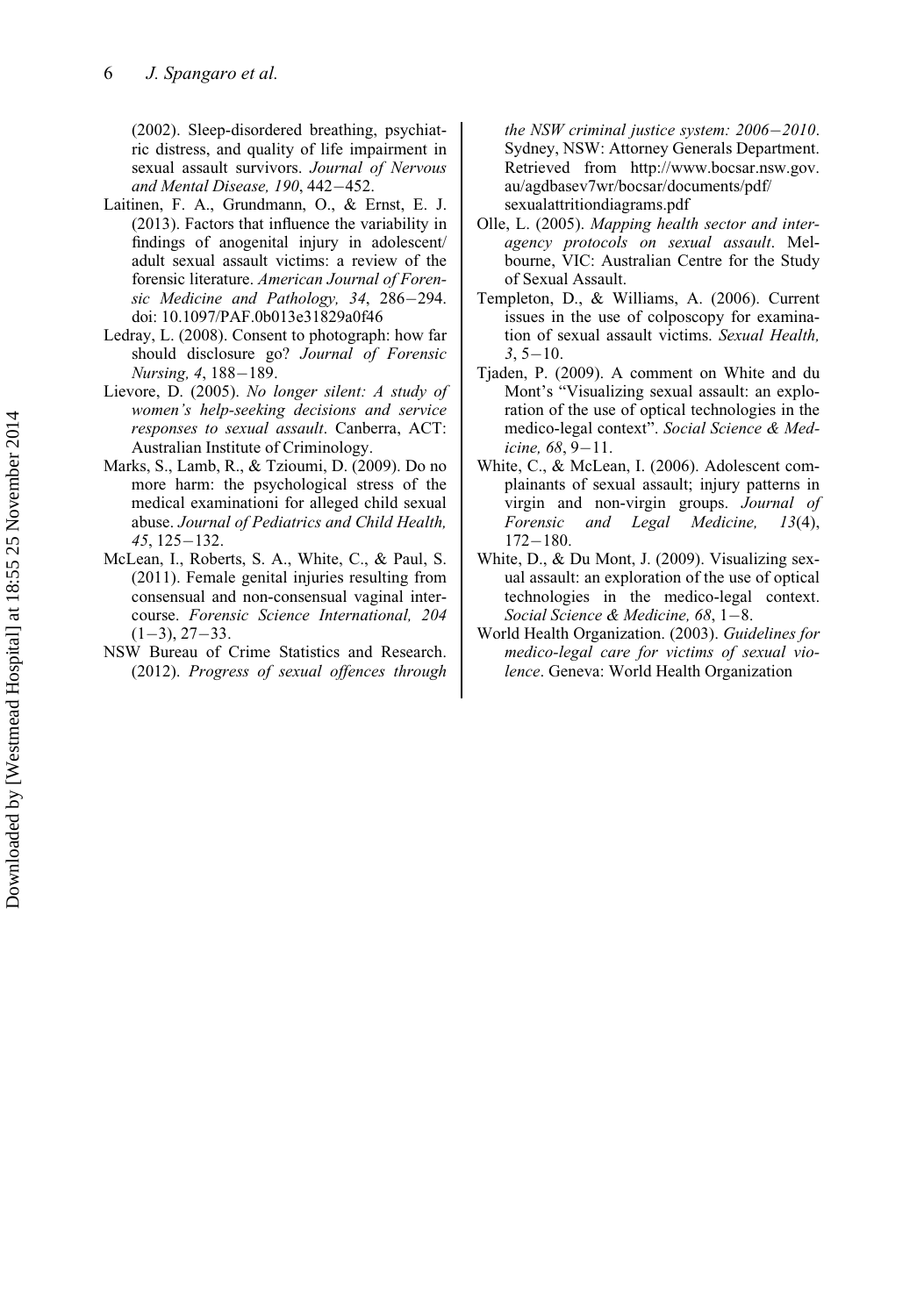(2002). Sleep-disordered breathing, psychiatric distress, and quality of life impairment in sexual assault survivors. *Journal of Nervous and Mental Disease, 190*, 442−452.

Laitinen, F. A., Grundmann, O., & Ernst, E. J. (2013). Factors that influence the variability in findings of anogenital injury in adolescent/adult sexual assault victims: a review of the forensic literature. *American Journal of Forensic Medicine and Pathology, 34*, 286−294. doi: 10.1097/PAF.0b013e31829a0f46

Ledray, L. (2008). Consent to photograph: how far should disclosure go? *Journal of Forensic Nursing, 4*, 188−189.

Lievore, D. (2005). *No longer silent: A study of women's help-seeking decisions and service responses to sexual assault*. Canberra, ACT: Australian Institute of Criminology.

Marks, S., Lamb, R., & Tzioumi, D. (2009). Do no more harm: the psychological stress of the medical examinationi for alleged child sexual abuse. *Journal of Pediatrics and Child Health, 45*, 125−132.

McLean, I., Roberts, S. A., White, C., & Paul, S. (2011). Female genital injuries resulting from consensual and non-consensual vaginal intercourse. *Forensic Science International, 204* (1−3), 27−33.

NSW Bureau of Crime Statistics and Research. (2012). *Progress of sexual offences through the NSW criminal justice system: 2006−2010*. Sydney, NSW: Attorney Generals Department. Retrieved from http://www.bocsar.nsw.gov.au/agdbasev7wr/bocsar/documents/pdf/sexualattritiondiagrams.pdf

Olle, L. (2005). *Mapping health sector and interagency protocols on sexual assault*. Melbourne, VIC: Australian Centre for the Study of Sexual Assault.

Templeton, D., & Williams, A. (2006). Current issues in the use of colposcopy for examination of sexual assault victims. *Sexual Health, 3*, 5−10.

Tjaden, P. (2009). A comment on White and du Mont's "Visualizing sexual assault: an exploration of the use of optical technologies in the medico-legal context". *Social Science & Medicine, 68*, 9−11.

White, C., & McLean, I. (2006). Adolescent complainants of sexual assault; injury patterns in virgin and non-virgin groups. *Journal of Forensic and Legal Medicine, 13*(4), 172−180.

White, D., & Du Mont, J. (2009). Visualizing sexual assault: an exploration of the use of optical technologies in the medico-legal context. *Social Science & Medicine, 68*, 1−8.

World Health Organization. (2003). *Guidelines for medico-legal care for victims of sexual violence*. Geneva: World Health Organization